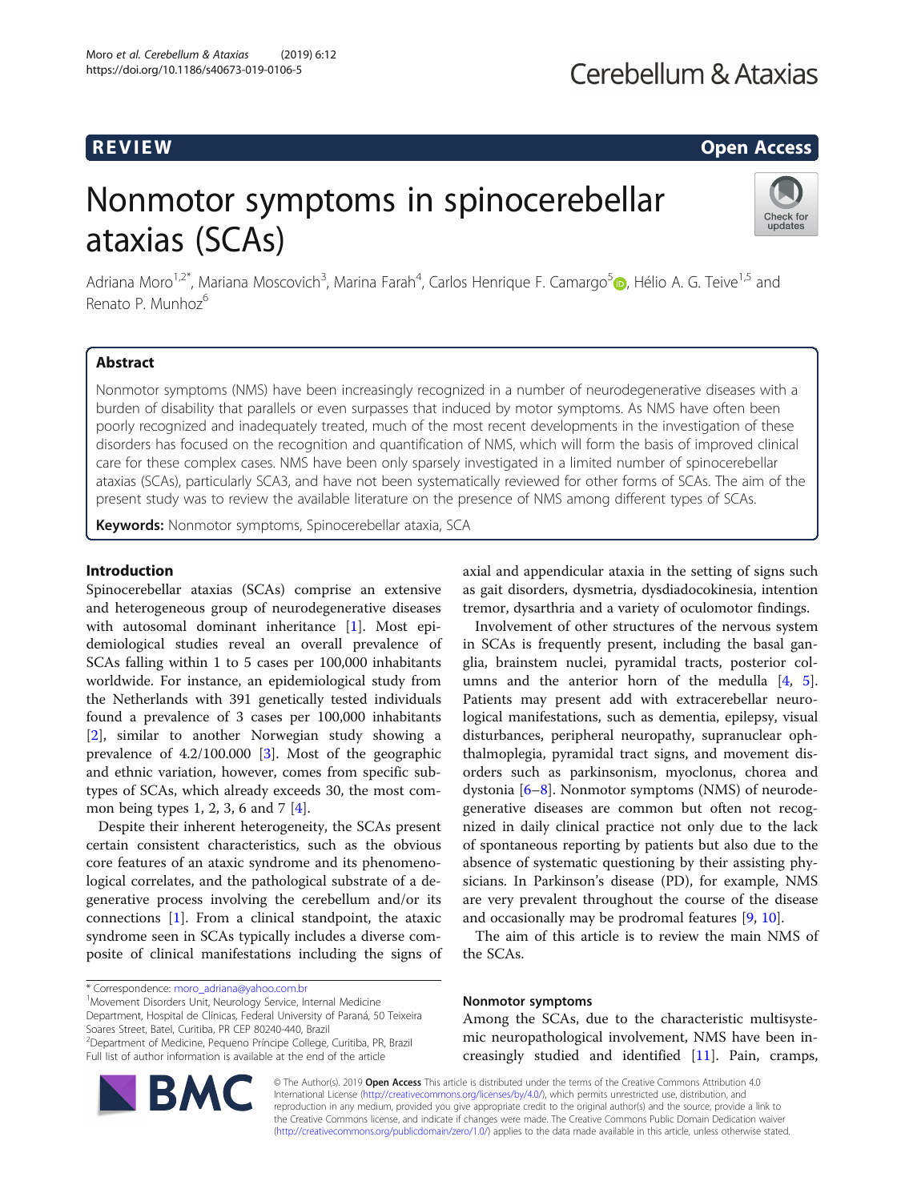REVIEW

Open Access

# Nonmotor symptoms in spinocerebellar ataxias (SCAs)

Adriana Moro[1,2*], Mariana Moscovich[3], Marina Farah[4], Carlos Henrique F. Camargo[5], Hélio A. G. Teive[1,5] and Renato P. Munhoz[6]

## Abstract

Nonmotor symptoms (NMS) have been increasingly recognized in a number of neurodegenerative diseases with a burden of disability that parallels or even surpasses that induced by motor symptoms. As NMS have often been poorly recognized and inadequately treated, much of the most recent developments in the investigation of these disorders has focused on the recognition and quantification of NMS, which will form the basis of improved clinical care for these complex cases. NMS have been only sparsely investigated in a limited number of spinocerebellar ataxias (SCAs), particularly SCA3, and have not been systematically reviewed for other forms of SCAs. The aim of the present study was to review the available literature on the presence of NMS among different types of SCAs.

**Keywords:** Nonmotor symptoms, Spinocerebellar ataxia, SCA

## Introduction

Spinocerebellar ataxias (SCAs) comprise an extensive and heterogeneous group of neurodegenerative diseases with autosomal dominant inheritance [1]. Most epidemiological studies reveal an overall prevalence of SCAs falling within 1 to 5 cases per 100,000 inhabitants worldwide. For instance, an epidemiological study from the Netherlands with 391 genetically tested individuals found a prevalence of 3 cases per 100,000 inhabitants [2], similar to another Norwegian study showing a prevalence of 4.2/100.000 [3]. Most of the geographic and ethnic variation, however, comes from specific subtypes of SCAs, which already exceeds 30, the most common being types 1, 2, 3, 6 and 7 [4].

Despite their inherent heterogeneity, the SCAs present certain consistent characteristics, such as the obvious core features of an ataxic syndrome and its phenomenological correlates, and the pathological substrate of a degenerative process involving the cerebellum and/or its connections [1]. From a clinical standpoint, the ataxic syndrome seen in SCAs typically includes a diverse composite of clinical manifestations including the signs of axial and appendicular ataxia in the setting of signs such as gait disorders, dysmetria, dysdiadocokinesia, intention tremor, dysarthria and a variety of oculomotor findings.

Involvement of other structures of the nervous system in SCAs is frequently present, including the basal ganglia, brainstem nuclei, pyramidal tracts, posterior columns and the anterior horn of the medulla [4, 5]. Patients may present add with extracerebellar neurological manifestations, such as dementia, epilepsy, visual disturbances, peripheral neuropathy, supranuclear ophthalmoplegia, pyramidal tract signs, and movement disorders such as parkinsonism, myoclonus, chorea and dystonia [6–8]. Nonmotor symptoms (NMS) of neurodegenerative diseases are common but often not recognized in daily clinical practice not only due to the lack of spontaneous reporting by patients but also due to the absence of systematic questioning by their assisting physicians. In Parkinson's disease (PD), for example, NMS are very prevalent throughout the course of the disease and occasionally may be prodromal features [9, 10].

The aim of this article is to review the main NMS of the SCAs.

## Nonmotor symptoms

Among the SCAs, due to the characteristic multisystemic neuropathological involvement, NMS have been increasingly studied and identified [11]. Pain, cramps,

* Correspondence: moro_adriana@yahoo.com.br
[1]Movement Disorders Unit, Neurology Service, Internal Medicine Department, Hospital de Clínicas, Federal University of Paraná, 50 Teixeira Soares Street, Batel, Curitiba, PR CEP 80240-440, Brazil
[2]Department of Medicine, Pequeno Príncipe College, Curitiba, PR, Brazil
Full list of author information is available at the end of the article

© The Author(s). 2019 **Open Access** This article is distributed under the terms of the Creative Commons Attribution 4.0 International License (http://creativecommons.org/licenses/by/4.0/), which permits unrestricted use, distribution, and reproduction in any medium, provided you give appropriate credit to the original author(s) and the source, provide a link to the Creative Commons license, and indicate if changes were made. The Creative Commons Public Domain Dedication waiver (http://creativecommons.org/publicdomain/zero/1.0/) applies to the data made available in this article, unless otherwise stated.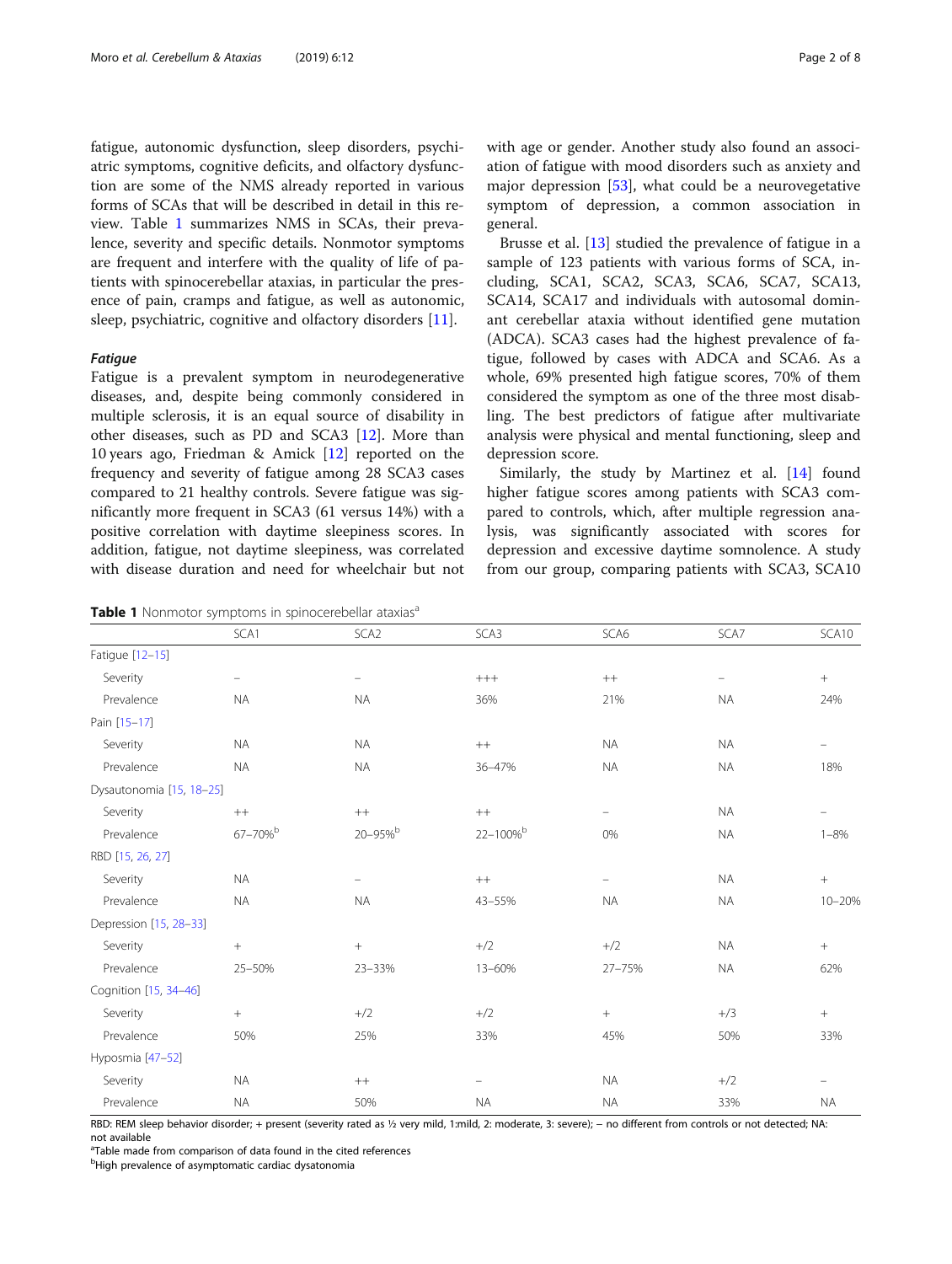fatigue, autonomic dysfunction, sleep disorders, psychiatric symptoms, cognitive deficits, and olfactory dysfunction are some of the NMS already reported in various forms of SCAs that will be described in detail in this review. Table 1 summarizes NMS in SCAs, their prevalence, severity and specific details. Nonmotor symptoms are frequent and interfere with the quality of life of patients with spinocerebellar ataxias, in particular the presence of pain, cramps and fatigue, as well as autonomic, sleep, psychiatric, cognitive and olfactory disorders [11].

### *Fatigue*

Fatigue is a prevalent symptom in neurodegenerative diseases, and, despite being commonly considered in multiple sclerosis, it is an equal source of disability in other diseases, such as PD and SCA3 [12]. More than 10 years ago, Friedman & Amick [12] reported on the frequency and severity of fatigue among 28 SCA3 cases compared to 21 healthy controls. Severe fatigue was significantly more frequent in SCA3 (61 versus 14%) with a positive correlation with daytime sleepiness scores. In addition, fatigue, not daytime sleepiness, was correlated with disease duration and need for wheelchair but not with age or gender. Another study also found an association of fatigue with mood disorders such as anxiety and major depression [53], what could be a neurovegetative symptom of depression, a common association in general.

Brusse et al. [13] studied the prevalence of fatigue in a sample of 123 patients with various forms of SCA, including, SCA1, SCA2, SCA3, SCA6, SCA7, SCA13, SCA14, SCA17 and individuals with autosomal dominant cerebellar ataxia without identified gene mutation (ADCA). SCA3 cases had the highest prevalence of fatigue, followed by cases with ADCA and SCA6. As a whole, 69% presented high fatigue scores, 70% of them considered the symptom as one of the three most disabling. The best predictors of fatigue after multivariate analysis were physical and mental functioning, sleep and depression score.

Similarly, the study by Martinez et al. [14] found higher fatigue scores among patients with SCA3 compared to controls, which, after multiple regression analysis, was significantly associated with scores for depression and excessive daytime somnolence. A study from our group, comparing patients with SCA3, SCA10

**Table 1** Nonmotor symptoms in spinocerebellar ataxias[a]

| | SCA1 | SCA2 | SCA3 | SCA6 | SCA7 | SCA10 |
|---|---|---|---|---|---|---|
| Fatigue [12–15] | | | | | | |
| Severity | – | – | +++ | ++ | – | + |
| Prevalence | NA | NA | 36% | 21% | NA | 24% |
| Pain [15–17] | | | | | | |
| Severity | NA | NA | ++ | NA | NA | – |
| Prevalence | NA | NA | 36–47% | NA | NA | 18% |
| Dysautonomia [15, 18–25] | | | | | | |
| Severity | ++ | ++ | ++ | – | NA | – |
| Prevalence | 67–70%[b] | 20–95%[b] | 22–100%[b] | 0% | NA | 1–8% |
| RBD [15, 26, 27] | | | | | | |
| Severity | NA | – | ++ | – | NA | + |
| Prevalence | NA | NA | 43–55% | NA | NA | 10–20% |
| Depression [15, 28–33] | | | | | | |
| Severity | + | + | +/2 | +/2 | NA | + |
| Prevalence | 25–50% | 23–33% | 13–60% | 27–75% | NA | 62% |
| Cognition [15, 34–46] | | | | | | |
| Severity | + | +/2 | +/2 | + | +/3 | + |
| Prevalence | 50% | 25% | 33% | 45% | 50% | 33% |
| Hyposmia [47–52] | | | | | | |
| Severity | NA | ++ | – | NA | +/2 | – |
| Prevalence | NA | 50% | NA | NA | 33% | NA |

RBD: REM sleep behavior disorder; + present (severity rated as ½ very mild, 1:mild, 2: moderate, 3: severe); – no different from controls or not detected; NA: not available

[a]Table made from comparison of data found in the cited references

[b]High prevalence of asymptomatic cardiac dysatonomia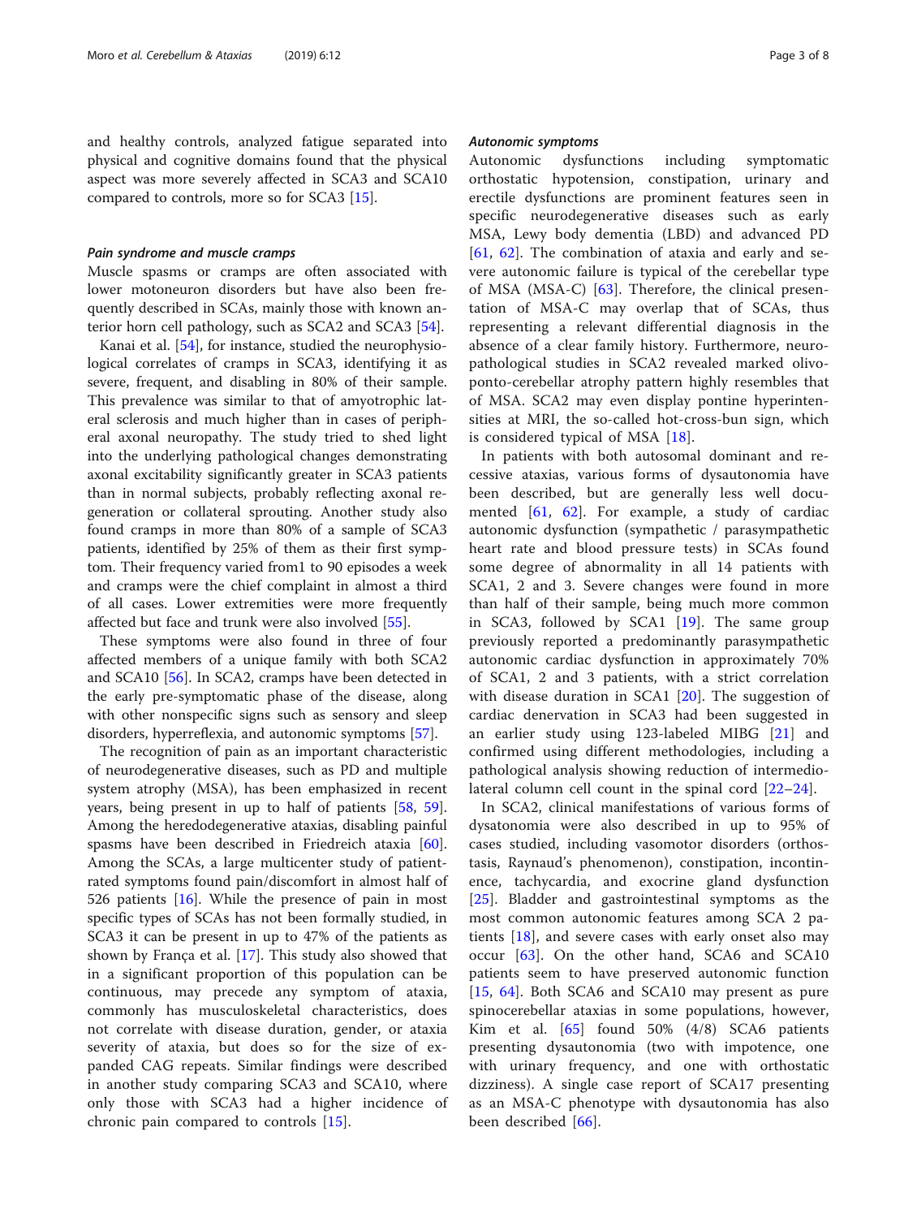and healthy controls, analyzed fatigue separated into physical and cognitive domains found that the physical aspect was more severely affected in SCA3 and SCA10 compared to controls, more so for SCA3 [15].

### *Pain syndrome and muscle cramps*

Muscle spasms or cramps are often associated with lower motoneuron disorders but have also been frequently described in SCAs, mainly those with known anterior horn cell pathology, such as SCA2 and SCA3 [54].

Kanai et al. [54], for instance, studied the neurophysiological correlates of cramps in SCA3, identifying it as severe, frequent, and disabling in 80% of their sample. This prevalence was similar to that of amyotrophic lateral sclerosis and much higher than in cases of peripheral axonal neuropathy. The study tried to shed light into the underlying pathological changes demonstrating axonal excitability significantly greater in SCA3 patients than in normal subjects, probably reflecting axonal regeneration or collateral sprouting. Another study also found cramps in more than 80% of a sample of SCA3 patients, identified by 25% of them as their first symptom. Their frequency varied from1 to 90 episodes a week and cramps were the chief complaint in almost a third of all cases. Lower extremities were more frequently affected but face and trunk were also involved [55].

These symptoms were also found in three of four affected members of a unique family with both SCA2 and SCA10 [56]. In SCA2, cramps have been detected in the early pre-symptomatic phase of the disease, along with other nonspecific signs such as sensory and sleep disorders, hyperreflexia, and autonomic symptoms [57].

The recognition of pain as an important characteristic of neurodegenerative diseases, such as PD and multiple system atrophy (MSA), has been emphasized in recent years, being present in up to half of patients [58, 59]. Among the heredodegenerative ataxias, disabling painful spasms have been described in Friedreich ataxia [60]. Among the SCAs, a large multicenter study of patient-rated symptoms found pain/discomfort in almost half of 526 patients [16]. While the presence of pain in most specific types of SCAs has not been formally studied, in SCA3 it can be present in up to 47% of the patients as shown by França et al. [17]. This study also showed that in a significant proportion of this population can be continuous, may precede any symptom of ataxia, commonly has musculoskeletal characteristics, does not correlate with disease duration, gender, or ataxia severity of ataxia, but does so for the size of expanded CAG repeats. Similar findings were described in another study comparing SCA3 and SCA10, where only those with SCA3 had a higher incidence of chronic pain compared to controls [15].

### *Autonomic symptoms*

Autonomic dysfunctions including symptomatic orthostatic hypotension, constipation, urinary and erectile dysfunctions are prominent features seen in specific neurodegenerative diseases such as early MSA, Lewy body dementia (LBD) and advanced PD [61, 62]. The combination of ataxia and early and severe autonomic failure is typical of the cerebellar type of MSA (MSA-C) [63]. Therefore, the clinical presentation of MSA-C may overlap that of SCAs, thus representing a relevant differential diagnosis in the absence of a clear family history. Furthermore, neuropathological studies in SCA2 revealed marked olivo-ponto-cerebellar atrophy pattern highly resembles that of MSA. SCA2 may even display pontine hyperintensities at MRI, the so-called hot-cross-bun sign, which is considered typical of MSA [18].

In patients with both autosomal dominant and recessive ataxias, various forms of dysautonomia have been described, but are generally less well documented [61, 62]. For example, a study of cardiac autonomic dysfunction (sympathetic / parasympathetic heart rate and blood pressure tests) in SCAs found some degree of abnormality in all 14 patients with SCA1, 2 and 3. Severe changes were found in more than half of their sample, being much more common in SCA3, followed by SCA1 [19]. The same group previously reported a predominantly parasympathetic autonomic cardiac dysfunction in approximately 70% of SCA1, 2 and 3 patients, with a strict correlation with disease duration in SCA1 [20]. The suggestion of cardiac denervation in SCA3 had been suggested in an earlier study using 123-labeled MIBG [21] and confirmed using different methodologies, including a pathological analysis showing reduction of intermediolateral column cell count in the spinal cord [22–24].

In SCA2, clinical manifestations of various forms of dysatonomia were also described in up to 95% of cases studied, including vasomotor disorders (orthostasis, Raynaud's phenomenon), constipation, incontinence, tachycardia, and exocrine gland dysfunction [25]. Bladder and gastrointestinal symptoms as the most common autonomic features among SCA 2 patients [18], and severe cases with early onset also may occur [63]. On the other hand, SCA6 and SCA10 patients seem to have preserved autonomic function [15, 64]. Both SCA6 and SCA10 may present as pure spinocerebellar ataxias in some populations, however, Kim et al. [65] found 50% (4/8) SCA6 patients presenting dysautonomia (two with impotence, one with urinary frequency, and one with orthostatic dizziness). A single case report of SCA17 presenting as an MSA-C phenotype with dysautonomia has also been described [66].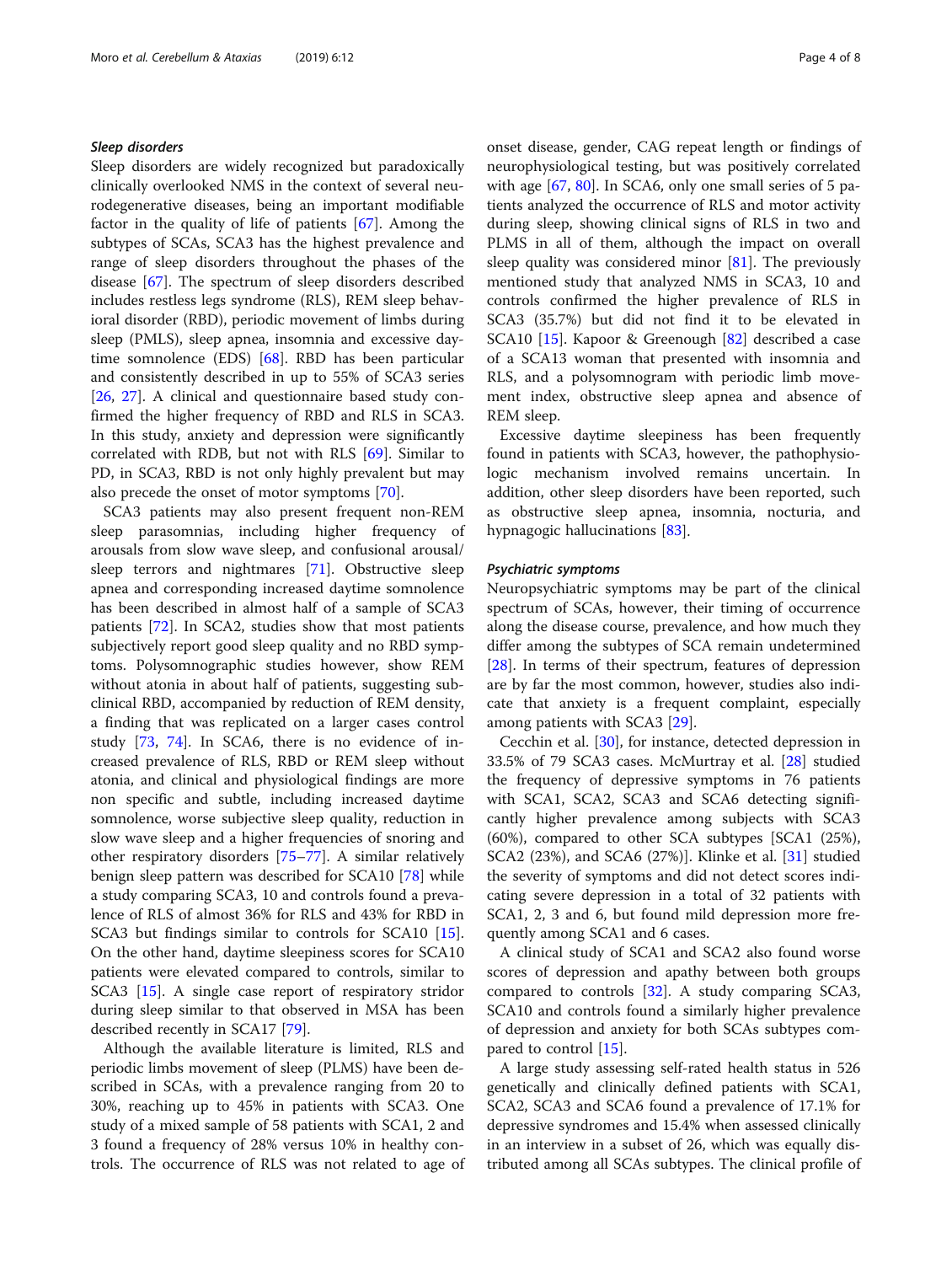### *Sleep disorders*

Sleep disorders are widely recognized but paradoxically clinically overlooked NMS in the context of several neurodegenerative diseases, being an important modifiable factor in the quality of life of patients [67]. Among the subtypes of SCAs, SCA3 has the highest prevalence and range of sleep disorders throughout the phases of the disease [67]. The spectrum of sleep disorders described includes restless legs syndrome (RLS), REM sleep behavioral disorder (RBD), periodic movement of limbs during sleep (PMLS), sleep apnea, insomnia and excessive daytime somnolence (EDS) [68]. RBD has been particular and consistently described in up to 55% of SCA3 series [26, 27]. A clinical and questionnaire based study confirmed the higher frequency of RBD and RLS in SCA3. In this study, anxiety and depression were significantly correlated with RDB, but not with RLS [69]. Similar to PD, in SCA3, RBD is not only highly prevalent but may also precede the onset of motor symptoms [70].

SCA3 patients may also present frequent non-REM sleep parasomnias, including higher frequency of arousals from slow wave sleep, and confusional arousal/sleep terrors and nightmares [71]. Obstructive sleep apnea and corresponding increased daytime somnolence has been described in almost half of a sample of SCA3 patients [72]. In SCA2, studies show that most patients subjectively report good sleep quality and no RBD symptoms. Polysomnographic studies however, show REM without atonia in about half of patients, suggesting subclinical RBD, accompanied by reduction of REM density, a finding that was replicated on a larger cases control study [73, 74]. In SCA6, there is no evidence of increased prevalence of RLS, RBD or REM sleep without atonia, and clinical and physiological findings are more non specific and subtle, including increased daytime somnolence, worse subjective sleep quality, reduction in slow wave sleep and a higher frequencies of snoring and other respiratory disorders [75–77]. A similar relatively benign sleep pattern was described for SCA10 [78] while a study comparing SCA3, 10 and controls found a prevalence of RLS of almost 36% for RLS and 43% for RBD in SCA3 but findings similar to controls for SCA10 [15]. On the other hand, daytime sleepiness scores for SCA10 patients were elevated compared to controls, similar to SCA3 [15]. A single case report of respiratory stridor during sleep similar to that observed in MSA has been described recently in SCA17 [79].

Although the available literature is limited, RLS and periodic limbs movement of sleep (PLMS) have been described in SCAs, with a prevalence ranging from 20 to 30%, reaching up to 45% in patients with SCA3. One study of a mixed sample of 58 patients with SCA1, 2 and 3 found a frequency of 28% versus 10% in healthy controls. The occurrence of RLS was not related to age of onset disease, gender, CAG repeat length or findings of neurophysiological testing, but was positively correlated with age [67, 80]. In SCA6, only one small series of 5 patients analyzed the occurrence of RLS and motor activity during sleep, showing clinical signs of RLS in two and PLMS in all of them, although the impact on overall sleep quality was considered minor [81]. The previously mentioned study that analyzed NMS in SCA3, 10 and controls confirmed the higher prevalence of RLS in SCA3 (35.7%) but did not find it to be elevated in SCA10 [15]. Kapoor & Greenough [82] described a case of a SCA13 woman that presented with insomnia and RLS, and a polysomnogram with periodic limb movement index, obstructive sleep apnea and absence of REM sleep.

Excessive daytime sleepiness has been frequently found in patients with SCA3, however, the pathophysiologic mechanism involved remains uncertain. In addition, other sleep disorders have been reported, such as obstructive sleep apnea, insomnia, nocturia, and hypnagogic hallucinations [83].

### *Psychiatric symptoms*

Neuropsychiatric symptoms may be part of the clinical spectrum of SCAs, however, their timing of occurrence along the disease course, prevalence, and how much they differ among the subtypes of SCA remain undetermined [28]. In terms of their spectrum, features of depression are by far the most common, however, studies also indicate that anxiety is a frequent complaint, especially among patients with SCA3 [29].

Cecchin et al. [30], for instance, detected depression in 33.5% of 79 SCA3 cases. McMurtray et al. [28] studied the frequency of depressive symptoms in 76 patients with SCA1, SCA2, SCA3 and SCA6 detecting significantly higher prevalence among subjects with SCA3 (60%), compared to other SCA subtypes [SCA1 (25%), SCA2 (23%), and SCA6 (27%)]. Klinke et al. [31] studied the severity of symptoms and did not detect scores indicating severe depression in a total of 32 patients with SCA1, 2, 3 and 6, but found mild depression more frequently among SCA1 and 6 cases.

A clinical study of SCA1 and SCA2 also found worse scores of depression and apathy between both groups compared to controls [32]. A study comparing SCA3, SCA10 and controls found a similarly higher prevalence of depression and anxiety for both SCAs subtypes compared to control [15].

A large study assessing self-rated health status in 526 genetically and clinically defined patients with SCA1, SCA2, SCA3 and SCA6 found a prevalence of 17.1% for depressive syndromes and 15.4% when assessed clinically in an interview in a subset of 26, which was equally distributed among all SCAs subtypes. The clinical profile of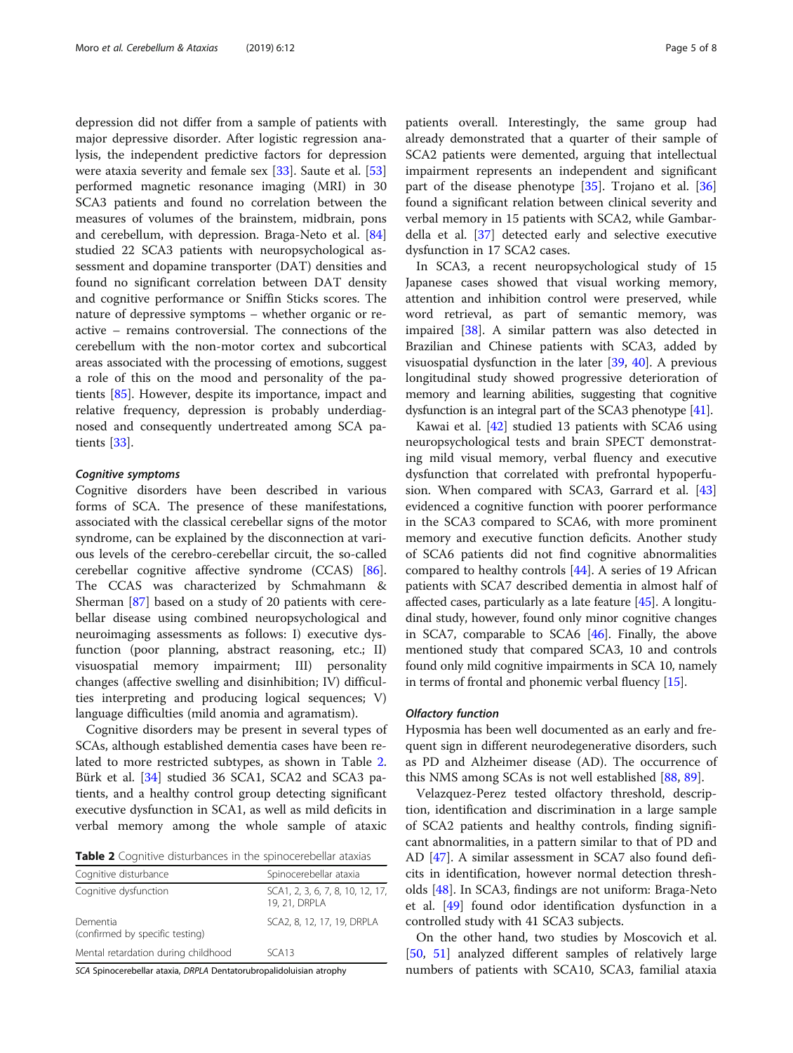depression did not differ from a sample of patients with major depressive disorder. After logistic regression analysis, the independent predictive factors for depression were ataxia severity and female sex [33]. Saute et al. [53] performed magnetic resonance imaging (MRI) in 30 SCA3 patients and found no correlation between the measures of volumes of the brainstem, midbrain, pons and cerebellum, with depression. Braga-Neto et al. [84] studied 22 SCA3 patients with neuropsychological assessment and dopamine transporter (DAT) densities and found no significant correlation between DAT density and cognitive performance or Sniffin Sticks scores. The nature of depressive symptoms – whether organic or reactive – remains controversial. The connections of the cerebellum with the non-motor cortex and subcortical areas associated with the processing of emotions, suggest a role of this on the mood and personality of the patients [85]. However, despite its importance, impact and relative frequency, depression is probably underdiagnosed and consequently undertreated among SCA patients [33].

### *Cognitive symptoms*

Cognitive disorders have been described in various forms of SCA. The presence of these manifestations, associated with the classical cerebellar signs of the motor syndrome, can be explained by the disconnection at various levels of the cerebro-cerebellar circuit, the so-called cerebellar cognitive affective syndrome (CCAS) [86]. The CCAS was characterized by Schmahmann & Sherman [87] based on a study of 20 patients with cerebellar disease using combined neuropsychological and neuroimaging assessments as follows: I) executive dysfunction (poor planning, abstract reasoning, etc.; II) visuospatial memory impairment; III) personality changes (affective swelling and disinhibition; IV) difficulties interpreting and producing logical sequences; V) language difficulties (mild anomia and agramatism).

Cognitive disorders may be present in several types of SCAs, although established dementia cases have been related to more restricted subtypes, as shown in Table 2. Bürk et al. [34] studied 36 SCA1, SCA2 and SCA3 patients, and a healthy control group detecting significant executive dysfunction in SCA1, as well as mild deficits in verbal memory among the whole sample of ataxic patients overall. Interestingly, the same group had already demonstrated that a quarter of their sample of SCA2 patients were demented, arguing that intellectual impairment represents an independent and significant part of the disease phenotype [35]. Trojano et al. [36] found a significant relation between clinical severity and verbal memory in 15 patients with SCA2, while Gambardella et al. [37] detected early and selective executive dysfunction in 17 SCA2 cases.

**Table 2** Cognitive disturbances in the spinocerebellar ataxias

| Cognitive disturbance | Spinocerebellar ataxia |
|---|---|
| Cognitive dysfunction | SCA1, 2, 3, 6, 7, 8, 10, 12, 17, 19, 21, DRPLA |
| Dementia (confirmed by specific testing) | SCA2, 8, 12, 17, 19, DRPLA |
| Mental retardation during childhood | SCA13 |

*SCA* Spinocerebellar ataxia, *DRPLA* Dentatorubropallidoluisian atrophy

In SCA3, a recent neuropsychological study of 15 Japanese cases showed that visual working memory, attention and inhibition control were preserved, while word retrieval, as part of semantic memory, was impaired [38]. A similar pattern was also detected in Brazilian and Chinese patients with SCA3, added by visuospatial dysfunction in the later [39, 40]. A previous longitudinal study showed progressive deterioration of memory and learning abilities, suggesting that cognitive dysfunction is an integral part of the SCA3 phenotype [41].

Kawai et al. [42] studied 13 patients with SCA6 using neuropsychological tests and brain SPECT demonstrating mild visual memory, verbal fluency and executive dysfunction that correlated with prefrontal hypoperfusion. When compared with SCA3, Garrard et al. [43] evidenced a cognitive function with poorer performance in the SCA3 compared to SCA6, with more prominent memory and executive function deficits. Another study of SCA6 patients did not find cognitive abnormalities compared to healthy controls [44]. A series of 19 African patients with SCA7 described dementia in almost half of affected cases, particularly as a late feature [45]. A longitudinal study, however, found only minor cognitive changes in SCA7, comparable to SCA6 [46]. Finally, the above mentioned study that compared SCA3, 10 and controls found only mild cognitive impairments in SCA 10, namely in terms of frontal and phonemic verbal fluency [15].

### *Olfactory function*

Hyposmia has been well documented as an early and frequent sign in different neurodegenerative disorders, such as PD and Alzheimer disease (AD). The occurrence of this NMS among SCAs is not well established [88, 89].

Velazquez-Perez tested olfactory threshold, description, identification and discrimination in a large sample of SCA2 patients and healthy controls, finding significant abnormalities, in a pattern similar to that of PD and AD [47]. A similar assessment in SCA7 also found deficits in identification, however normal detection thresholds [48]. In SCA3, findings are not uniform: Braga-Neto et al. [49] found odor identification dysfunction in a controlled study with 41 SCA3 subjects.

On the other hand, two studies by Moscovich et al. [50, 51] analyzed different samples of relatively large numbers of patients with SCA10, SCA3, familial ataxia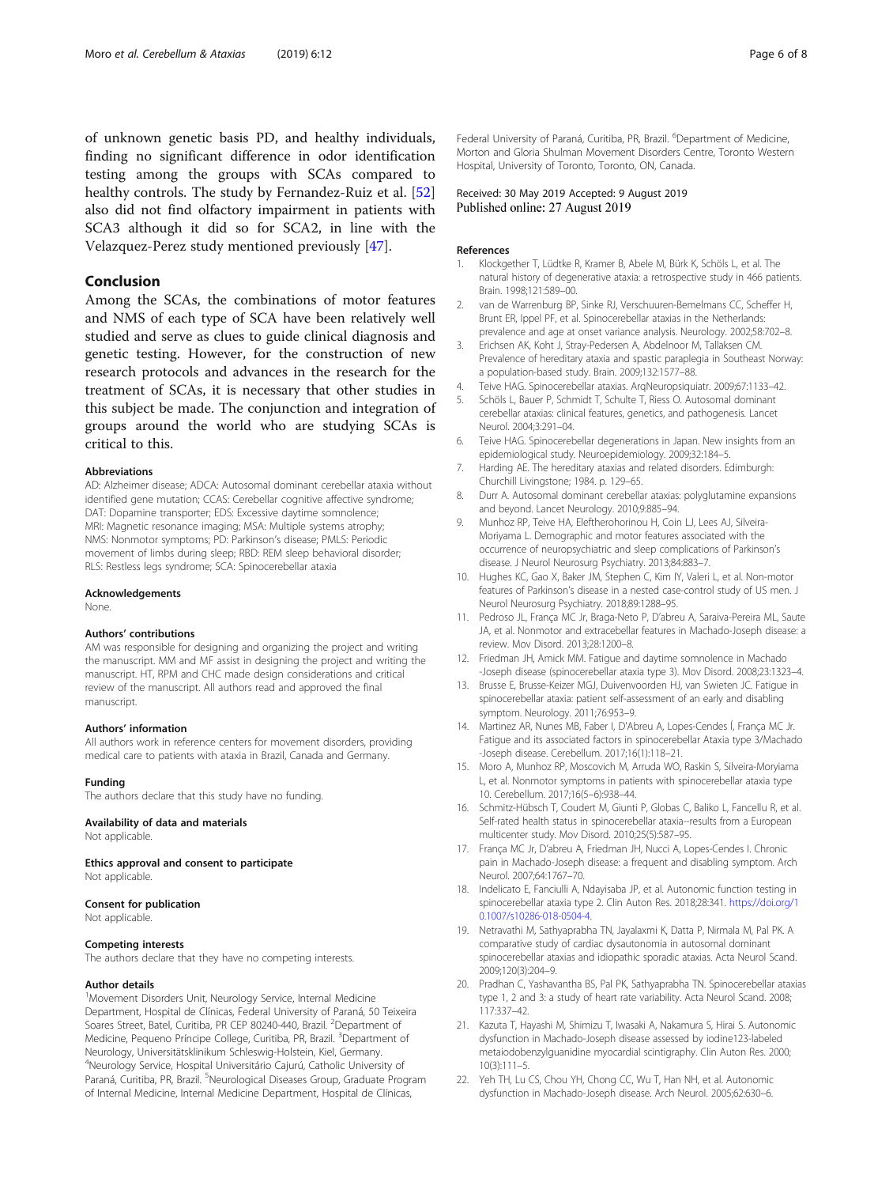of unknown genetic basis PD, and healthy individuals, finding no significant difference in odor identification testing among the groups with SCAs compared to healthy controls. The study by Fernandez-Ruiz et al. [52] also did not find olfactory impairment in patients with SCA3 although it did so for SCA2, in line with the Velazquez-Perez study mentioned previously [47].

## Conclusion

Among the SCAs, the combinations of motor features and NMS of each type of SCA have been relatively well studied and serve as clues to guide clinical diagnosis and genetic testing. However, for the construction of new research protocols and advances in the research for the treatment of SCAs, it is necessary that other studies in this subject be made. The conjunction and integration of groups around the world who are studying SCAs is critical to this.

#### Abbreviations

AD: Alzheimer disease; ADCA: Autosomal dominant cerebellar ataxia without identified gene mutation; CCAS: Cerebellar cognitive affective syndrome; DAT: Dopamine transporter; EDS: Excessive daytime somnolence; MRI: Magnetic resonance imaging; MSA: Multiple systems atrophy; NMS: Nonmotor symptoms; PD: Parkinson's disease; PMLS: Periodic movement of limbs during sleep; RBD: REM sleep behavioral disorder; RLS: Restless legs syndrome; SCA: Spinocerebellar ataxia

#### Acknowledgements

None.

#### Authors' contributions

AM was responsible for designing and organizing the project and writing the manuscript. MM and MF assist in designing the project and writing the manuscript. HT, RPM and CHC made design considerations and critical review of the manuscript. All authors read and approved the final manuscript.

#### Authors' information

All authors work in reference centers for movement disorders, providing medical care to patients with ataxia in Brazil, Canada and Germany.

#### Funding

The authors declare that this study have no funding.

#### Availability of data and materials

Not applicable.

#### Ethics approval and consent to participate

Not applicable.

#### Consent for publication

Not applicable.

#### Competing interests

The authors declare that they have no competing interests.

#### Author details

[1]Movement Disorders Unit, Neurology Service, Internal Medicine Department, Hospital de Clínicas, Federal University of Paraná, 50 Teixeira Soares Street, Batel, Curitiba, PR CEP 80240-440, Brazil. [2]Department of Medicine, Pequeno Príncipe College, Curitiba, PR, Brazil. [3]Department of Neurology, Universitätsklinikum Schleswig-Holstein, Kiel, Germany. [4]Neurology Service, Hospital Universitário Cajurú, Catholic University of Paraná, Curitiba, PR, Brazil. [5]Neurological Diseases Group, Graduate Program of Internal Medicine, Internal Medicine Department, Hospital de Clínicas, Federal University of Paraná, Curitiba, PR, Brazil. [6]Department of Medicine, Morton and Gloria Shulman Movement Disorders Centre, Toronto Western Hospital, University of Toronto, Toronto, ON, Canada.

Received: 30 May 2019 Accepted: 9 August 2019
Published online: 27 August 2019

#### References

1. Klockgether T, Lüdtke R, Kramer B, Abele M, Bürk K, Schöls L, et al. The natural history of degenerative ataxia: a retrospective study in 466 patients. Brain. 1998;121:589–00.
2. van de Warrenburg BP, Sinke RJ, Verschuuren-Bemelmans CC, Scheffer H, Brunt ER, Ippel PF, et al. Spinocerebellar ataxias in the Netherlands: prevalence and age at onset variance analysis. Neurology. 2002;58:702–8.
3. Erichsen AK, Koht J, Stray-Pedersen A, Abdelnoor M, Tallaksen CM. Prevalence of hereditary ataxia and spastic paraplegia in Southeast Norway: a population-based study. Brain. 2009;132:1577–88.
4. Teive HAG. Spinocerebellar ataxias. ArqNeuropsiquiatr. 2009;67:1133–42.
5. Schöls L, Bauer P, Schmidt T, Schulte T, Riess O. Autosomal dominant cerebellar ataxias: clinical features, genetics, and pathogenesis. Lancet Neurol. 2004;3:291–04.
6. Teive HAG. Spinocerebellar degenerations in Japan. New insights from an epidemiological study. Neuroepidemiology. 2009;32:184–5.
7. Harding AE. The hereditary ataxias and related disorders. Edimburgh: Churchill Livingstone; 1984. p. 129–65.
8. Durr A. Autosomal dominant cerebellar ataxias: polyglutamine expansions and beyond. Lancet Neurology. 2010;9:885–94.
9. Munhoz RP, Teive HA, Eleftherohorinou H, Coin LJ, Lees AJ, Silveira-Moriyama L. Demographic and motor features associated with the occurrence of neuropsychiatric and sleep complications of Parkinson's disease. J Neurol Neurosurg Psychiatry. 2013;84:883–7.
10. Hughes KC, Gao X, Baker JM, Stephen C, Kim IY, Valeri L, et al. Non-motor features of Parkinson's disease in a nested case-control study of US men. J Neurol Neurosurg Psychiatry. 2018;89:1288–95.
11. Pedroso JL, França MC Jr, Braga-Neto P, D'abreu A, Saraiva-Pereira ML, Saute JA, et al. Nonmotor and extracebellar features in Machado-Joseph disease: a review. Mov Disord. 2013;28:1200–8.
12. Friedman JH, Amick MM. Fatigue and daytime somnolence in Machado -Joseph disease (spinocerebellar ataxia type 3). Mov Disord. 2008;23:1323–4.
13. Brusse E, Brusse-Keizer MGJ, Duivenvoorden HJ, van Swieten JC. Fatigue in spinocerebellar ataxia: patient self-assessment of an early and disabling symptom. Neurology. 2011;76:953–9.
14. Martinez AR, Nunes MB, Faber I, D'Abreu A, Lopes-Cendes Í, França MC Jr. Fatigue and its associated factors in spinocerebellar Ataxia type 3/Machado -Joseph disease. Cerebellum. 2017;16(1):118–21.
15. Moro A, Munhoz RP, Moscovich M, Arruda WO, Raskin S, Silveira-Moryiama L, et al. Nonmotor symptoms in patients with spinocerebellar ataxia type 10. Cerebellum. 2017;16(5–6):938–44.
16. Schmitz-Hübsch T, Coudert M, Giunti P, Globas C, Baliko L, Fancellu R, et al. Self-rated health status in spinocerebellar ataxia--results from a European multicenter study. Mov Disord. 2010;25(5):587–95.
17. França MC Jr, D'abreu A, Friedman JH, Nucci A, Lopes-Cendes I. Chronic pain in Machado-Joseph disease: a frequent and disabling symptom. Arch Neurol. 2007;64:1767–70.
18. Indelicato E, Fanciulli A, Ndayisaba JP, et al. Autonomic function testing in spinocerebellar ataxia type 2. Clin Auton Res. 2018;28:341. https://doi.org/10.1007/s10286-018-0504-4.
19. Netravathi M, Sathyaprabha TN, Jayalaxmi K, Datta P, Nirmala M, Pal PK. A comparative study of cardiac dysautonomia in autosomal dominant spinocerebellar ataxias and idiopathic sporadic ataxias. Acta Neurol Scand. 2009;120(3):204–9.
20. Pradhan C, Yashavantha BS, Pal PK, Sathyaprabha TN. Spinocerebellar ataxias type 1, 2 and 3: a study of heart rate variability. Acta Neurol Scand. 2008; 117:337–42.
21. Kazuta T, Hayashi M, Shimizu T, Iwasaki A, Nakamura S, Hirai S. Autonomic dysfunction in Machado-Joseph disease assessed by iodine123-labeled metaiodobenzylguanidine myocardial scintigraphy. Clin Auton Res. 2000; 10(3):111–5.
22. Yeh TH, Lu CS, Chou YH, Chong CC, Wu T, Han NH, et al. Autonomic dysfunction in Machado-Joseph disease. Arch Neurol. 2005;62:630–6.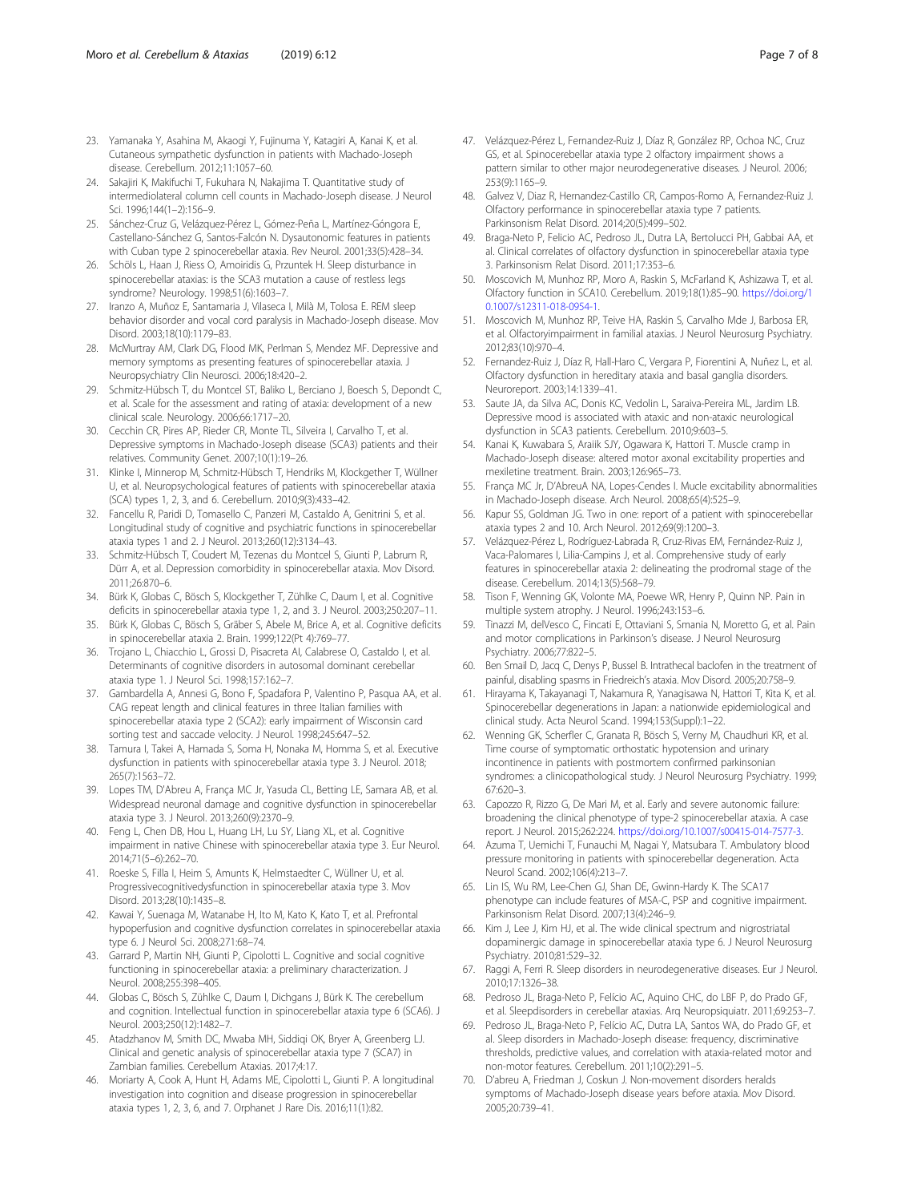23. Yamanaka Y, Asahina M, Akaogi Y, Fujinuma Y, Katagiri A, Kanai K, et al. Cutaneous sympathetic dysfunction in patients with Machado-Joseph disease. Cerebellum. 2012;11:1057–60.
24. Sakajiri K, Makifuchi T, Fukuhara N, Nakajima T. Quantitative study of intermediolateral column cell counts in Machado-Joseph disease. J Neurol Sci. 1996;144(1–2):156–9.
25. Sánchez-Cruz G, Velázquez-Pérez L, Gómez-Peña L, Martínez-Góngora E, Castellano-Sánchez G, Santos-Falcón N. Dysautonomic features in patients with Cuban type 2 spinocerebellar ataxia. Rev Neurol. 2001;33(5):428–34.
26. Schöls L, Haan J, Riess O, Amoiridis G, Przuntek H. Sleep disturbance in spinocerebellar ataxias: is the SCA3 mutation a cause of restless legs syndrome? Neurology. 1998;51(6):1603–7.
27. Iranzo A, Muñoz E, Santamaria J, Vilaseca I, Milà M, Tolosa E. REM sleep behavior disorder and vocal cord paralysis in Machado-Joseph disease. Mov Disord. 2003;18(10):1179–83.
28. McMurtray AM, Clark DG, Flood MK, Perlman S, Mendez MF. Depressive and memory symptoms as presenting features of spinocerebellar ataxia. J Neuropsychiatry Clin Neurosci. 2006;18:420–2.
29. Schmitz-Hübsch T, du Montcel ST, Baliko L, Berciano J, Boesch S, Depondt C, et al. Scale for the assessment and rating of ataxia: development of a new clinical scale. Neurology. 2006;66:1717–20.
30. Cecchin CR, Pires AP, Rieder CR, Monte TL, Silveira I, Carvalho T, et al. Depressive symptoms in Machado-Joseph disease (SCA3) patients and their relatives. Community Genet. 2007;10(1):19–26.
31. Klinke I, Minnerop M, Schmitz-Hübsch T, Hendriks M, Klockgether T, Wüllner U, et al. Neuropsychological features of patients with spinocerebellar ataxia (SCA) types 1, 2, 3, and 6. Cerebellum. 2010;9(3):433–42.
32. Fancellu R, Paridi D, Tomasello C, Panzeri M, Castaldo A, Genitrini S, et al. Longitudinal study of cognitive and psychiatric functions in spinocerebellar ataxia types 1 and 2. J Neurol. 2013;260(12):3134–43.
33. Schmitz-Hübsch T, Coudert M, Tezenas du Montcel S, Giunti P, Labrum R, Dürr A, et al. Depression comorbidity in spinocerebellar ataxia. Mov Disord. 2011;26:870–6.
34. Bürk K, Globas C, Bösch S, Klockgether T, Zühlke C, Daum I, et al. Cognitive deficits in spinocerebellar ataxia type 1, 2, and 3. J Neurol. 2003;250:207–11.
35. Bürk K, Globas C, Bösch S, Gräber S, Abele M, Brice A, et al. Cognitive deficits in spinocerebellar ataxia 2. Brain. 1999;122(Pt 4):769–77.
36. Trojano L, Chiacchio L, Grossi D, Pisacreta AI, Calabrese O, Castaldo I, et al. Determinants of cognitive disorders in autosomal dominant cerebellar ataxia type 1. J Neurol Sci. 1998;157:162–7.
37. Gambardella A, Annesi G, Bono F, Spadafora P, Valentino P, Pasqua AA, et al. CAG repeat length and clinical features in three Italian families with spinocerebellar ataxia type 2 (SCA2): early impairment of Wisconsin card sorting test and saccade velocity. J Neurol. 1998;245:647–52.
38. Tamura I, Takei A, Hamada S, Soma H, Nonaka M, Homma S, et al. Executive dysfunction in patients with spinocerebellar ataxia type 3. J Neurol. 2018; 265(7):1563–72.
39. Lopes TM, D'Abreu A, França MC Jr, Yasuda CL, Betting LE, Samara AB, et al. Widespread neuronal damage and cognitive dysfunction in spinocerebellar ataxia type 3. J Neurol. 2013;260(9):2370–9.
40. Feng L, Chen DB, Hou L, Huang LH, Lu SY, Liang XL, et al. Cognitive impairment in native Chinese with spinocerebellar ataxia type 3. Eur Neurol. 2014;71(5–6):262–70.
41. Roeske S, Filla I, Heim S, Amunts K, Helmstaedter C, Wüllner U, et al. Progressivecognitivedysfunction in spinocerebellar ataxia type 3. Mov Disord. 2013;28(10):1435–8.
42. Kawai Y, Suenaga M, Watanabe H, Ito M, Kato K, Kato T, et al. Prefrontal hypoperfusion and cognitive dysfunction correlates in spinocerebellar ataxia type 6. J Neurol Sci. 2008;271:68–74.
43. Garrard P, Martin NH, Giunti P, Cipolotti L. Cognitive and social cognitive functioning in spinocerebellar ataxia: a preliminary characterization. J Neurol. 2008;255:398–405.
44. Globas C, Bösch S, Zühlke C, Daum I, Dichgans J, Bürk K. The cerebellum and cognition. Intellectual function in spinocerebellar ataxia type 6 (SCA6). J Neurol. 2003;250(12):1482–7.
45. Atadzhanov M, Smith DC, Mwaba MH, Siddiqi OK, Bryer A, Greenberg LJ. Clinical and genetic analysis of spinocerebellar ataxia type 7 (SCA7) in Zambian families. Cerebellum Ataxias. 2017;4:17.
46. Moriarty A, Cook A, Hunt H, Adams ME, Cipolotti L, Giunti P. A longitudinal investigation into cognition and disease progression in spinocerebellar ataxia types 1, 2, 3, 6, and 7. Orphanet J Rare Dis. 2016;11(1):82.
47. Velázquez-Pérez L, Fernandez-Ruiz J, Díaz R, González RP, Ochoa NC, Cruz GS, et al. Spinocerebellar ataxia type 2 olfactory impairment shows a pattern similar to other major neurodegenerative diseases. J Neurol. 2006; 253(9):1165–9.
48. Galvez V, Diaz R, Hernandez-Castillo CR, Campos-Romo A, Fernandez-Ruiz J. Olfactory performance in spinocerebellar ataxia type 7 patients. Parkinsonism Relat Disord. 2014;20(5):499–502.
49. Braga-Neto P, Felicio AC, Pedroso JL, Dutra LA, Bertolucci PH, Gabbai AA, et al. Clinical correlates of olfactory dysfunction in spinocerebellar ataxia type 3. Parkinsonism Relat Disord. 2011;17:353–6.
50. Moscovich M, Munhoz RP, Moro A, Raskin S, McFarland K, Ashizawa T, et al. Olfactory function in SCA10. Cerebellum. 2019;18(1):85–90. https://doi.org/10.1007/s12311-018-0954-1.
51. Moscovich M, Munhoz RP, Teive HA, Raskin S, Carvalho Mde J, Barbosa ER, et al. Olfactoryimpairment in familial ataxias. J Neurol Neurosurg Psychiatry. 2012;83(10):970–4.
52. Fernandez-Ruiz J, Díaz R, Hall-Haro C, Vergara P, Fiorentini A, Nuñez L, et al. Olfactory dysfunction in hereditary ataxia and basal ganglia disorders. Neuroreport. 2003;14:1339–41.
53. Saute JA, da Silva AC, Donis KC, Vedolin L, Saraiva-Pereira ML, Jardim LB. Depressive mood is associated with ataxic and non-ataxic neurological dysfunction in SCA3 patients. Cerebellum. 2010;9:603–5.
54. Kanai K, Kuwabara S, Araiik SJY, Ogawara K, Hattori T. Muscle cramp in Machado-Joseph disease: altered motor axonal excitability properties and mexiletine treatment. Brain. 2003;126:965–73.
55. França MC Jr, D'AbreuA NA, Lopes-Cendes I. Mucle excitability abnormalities in Machado-Joseph disease. Arch Neurol. 2008;65(4):525–9.
56. Kapur SS, Goldman JG. Two in one: report of a patient with spinocerebellar ataxia types 2 and 10. Arch Neurol. 2012;69(9):1200–3.
57. Velázquez-Pérez L, Rodríguez-Labrada R, Cruz-Rivas EM, Fernández-Ruiz J, Vaca-Palomares I, Lilia-Campins J, et al. Comprehensive study of early features in spinocerebellar ataxia 2: delineating the prodromal stage of the disease. Cerebellum. 2014;13(5):568–79.
58. Tison F, Wenning GK, Volonte MA, Poewe WR, Henry P, Quinn NP. Pain in multiple system atrophy. J Neurol. 1996;243:153–6.
59. Tinazzi M, delVesco C, Fincati E, Ottaviani S, Smania N, Moretto G, et al. Pain and motor complications in Parkinson's disease. J Neurol Neurosurg Psychiatry. 2006;77:822–5.
60. Ben Smail D, Jacq C, Denys P, Bussel B. Intrathecal baclofen in the treatment of painful, disabling spasms in Friedreich's ataxia. Mov Disord. 2005;20:758–9.
61. Hirayama K, Takayanagi T, Nakamura R, Yanagisawa N, Hattori T, Kita K, et al. Spinocerebellar degenerations in Japan: a nationwide epidemiological and clinical study. Acta Neurol Scand. 1994;153(Suppl):1–22.
62. Wenning GK, Scherfler C, Granata R, Bösch S, Verny M, Chaudhuri KR, et al. Time course of symptomatic orthostatic hypotension and urinary incontinence in patients with postmortem confirmed parkinsonian syndromes: a clinicopathological study. J Neurol Neurosurg Psychiatry. 1999; 67:620–3.
63. Capozzo R, Rizzo G, De Mari M, et al. Early and severe autonomic failure: broadening the clinical phenotype of type-2 spinocerebellar ataxia. A case report. J Neurol. 2015;262:224. https://doi.org/10.1007/s00415-014-7577-3.
64. Azuma T, Uemichi T, Funauchi M, Nagai Y, Matsubara T. Ambulatory blood pressure monitoring in patients with spinocerebellar degeneration. Acta Neurol Scand. 2002;106(4):213–7.
65. Lin IS, Wu RM, Lee-Chen GJ, Shan DE, Gwinn-Hardy K. The SCA17 phenotype can include features of MSA-C, PSP and cognitive impairment. Parkinsonism Relat Disord. 2007;13(4):246–9.
66. Kim J, Lee J, Kim HJ, et al. The wide clinical spectrum and nigrostriatal dopaminergic damage in spinocerebellar ataxia type 6. J Neurol Neurosurg Psychiatry. 2010;81:529–32.
67. Raggi A, Ferri R. Sleep disorders in neurodegenerative diseases. Eur J Neurol. 2010;17:1326–38.
68. Pedroso JL, Braga-Neto P, Felício AC, Aquino CHC, do LBF P, do Prado GF, et al. Sleepdisorders in cerebellar ataxias. Arq Neuropsiquiatr. 2011;69:253–7.
69. Pedroso JL, Braga-Neto P, Felício AC, Dutra LA, Santos WA, do Prado GF, et al. Sleep disorders in Machado-Joseph disease: frequency, discriminative thresholds, predictive values, and correlation with ataxia-related motor and non-motor features. Cerebellum. 2011;10(2):291–5.
70. D'abreu A, Friedman J, Coskun J. Non-movement disorders heralds symptoms of Machado-Joseph disease years before ataxia. Mov Disord. 2005;20:739–41.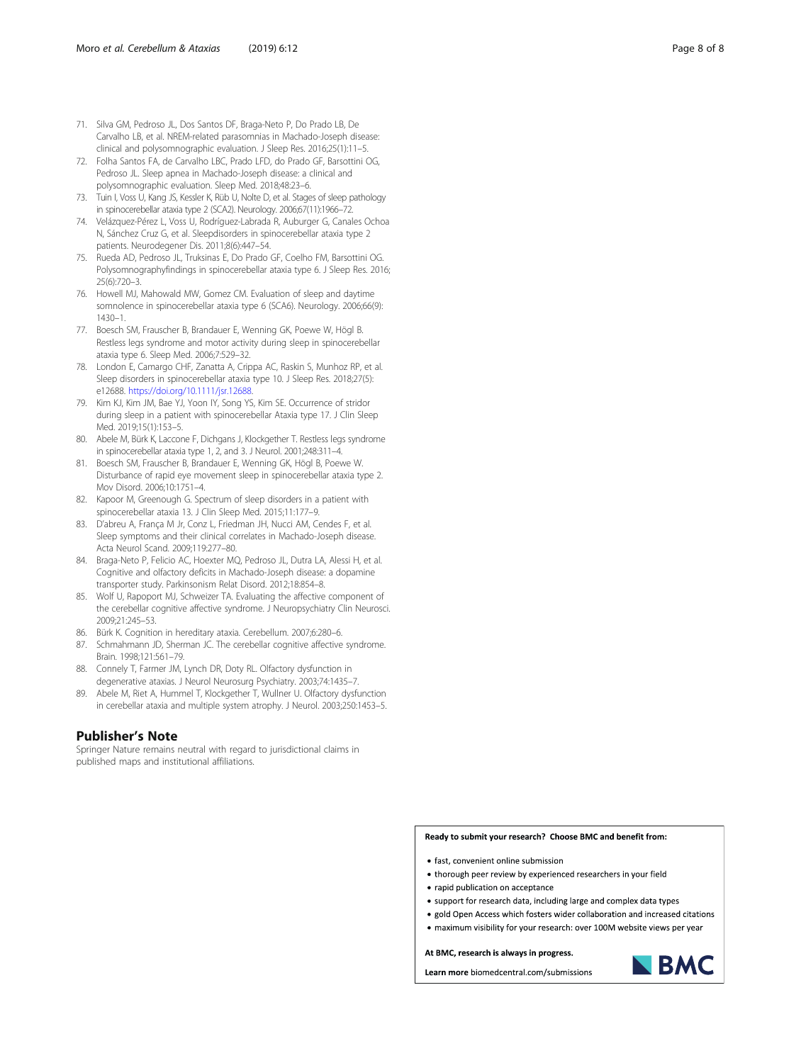71. Silva GM, Pedroso JL, Dos Santos DF, Braga-Neto P, Do Prado LB, De Carvalho LB, et al. NREM-related parasomnias in Machado-Joseph disease: clinical and polysomnographic evaluation. J Sleep Res. 2016;25(1):11–5.
72. Folha Santos FA, de Carvalho LBC, Prado LFD, do Prado GF, Barsottini OG, Pedroso JL. Sleep apnea in Machado-Joseph disease: a clinical and polysomnographic evaluation. Sleep Med. 2018;48:23–6.
73. Tuin I, Voss U, Kang JS, Kessler K, Rüb U, Nolte D, et al. Stages of sleep pathology in spinocerebellar ataxia type 2 (SCA2). Neurology. 2006;67(11):1966–72.
74. Velázquez-Pérez L, Voss U, Rodríguez-Labrada R, Auburger G, Canales Ochoa N, Sánchez Cruz G, et al. Sleepdisorders in spinocerebellar ataxia type 2 patients. Neurodegener Dis. 2011;8(6):447–54.
75. Rueda AD, Pedroso JL, Truksinas E, Do Prado GF, Coelho FM, Barsottini OG. Polysomnographyfindings in spinocerebellar ataxia type 6. J Sleep Res. 2016; 25(6):720–3.
76. Howell MJ, Mahowald MW, Gomez CM. Evaluation of sleep and daytime somnolence in spinocerebellar ataxia type 6 (SCA6). Neurology. 2006;66(9): 1430–1.
77. Boesch SM, Frauscher B, Brandauer E, Wenning GK, Poewe W, Högl B. Restless legs syndrome and motor activity during sleep in spinocerebellar ataxia type 6. Sleep Med. 2006;7:529–32.
78. London E, Camargo CHF, Zanatta A, Crippa AC, Raskin S, Munhoz RP, et al. Sleep disorders in spinocerebellar ataxia type 10. J Sleep Res. 2018;27(5): e12688. https://doi.org/10.1111/jsr.12688.
79. Kim KJ, Kim JM, Bae YJ, Yoon IY, Song YS, Kim SE. Occurrence of stridor during sleep in a patient with spinocerebellar Ataxia type 17. J Clin Sleep Med. 2019;15(1):153–5.
80. Abele M, Bürk K, Laccone F, Dichgans J, Klockgether T. Restless legs syndrome in spinocerebellar ataxia type 1, 2, and 3. J Neurol. 2001;248:311–4.
81. Boesch SM, Frauscher B, Brandauer E, Wenning GK, Högl B, Poewe W. Disturbance of rapid eye movement sleep in spinocerebellar ataxia type 2. Mov Disord. 2006;10:1751–4.
82. Kapoor M, Greenough G. Spectrum of sleep disorders in a patient with spinocerebellar ataxia 13. J Clin Sleep Med. 2015;11:177–9.
83. D'abreu A, França M Jr, Conz L, Friedman JH, Nucci AM, Cendes F, et al. Sleep symptoms and their clinical correlates in Machado-Joseph disease. Acta Neurol Scand. 2009;119:277–80.
84. Braga-Neto P, Felicio AC, Hoexter MQ, Pedroso JL, Dutra LA, Alessi H, et al. Cognitive and olfactory deficits in Machado-Joseph disease: a dopamine transporter study. Parkinsonism Relat Disord. 2012;18:854–8.
85. Wolf U, Rapoport MJ, Schweizer TA. Evaluating the affective component of the cerebellar cognitive affective syndrome. J Neuropsychiatry Clin Neurosci. 2009;21:245–53.
86. Bürk K. Cognition in hereditary ataxia. Cerebellum. 2007;6:280–6.
87. Schmahmann JD, Sherman JC. The cerebellar cognitive affective syndrome. Brain. 1998;121:561–79.
88. Connely T, Farmer JM, Lynch DR, Doty RL. Olfactory dysfunction in degenerative ataxias. J Neurol Neurosurg Psychiatry. 2003;74:1435–7.
89. Abele M, Riet A, Hummel T, Klockgether T, Wullner U. Olfactory dysfunction in cerebellar ataxia and multiple system atrophy. J Neurol. 2003;250:1453–5.

## Publisher's Note

Springer Nature remains neutral with regard to jurisdictional claims in published maps and institutional affiliations.

**Ready to submit your research? Choose BMC and benefit from:**

- fast, convenient online submission
- thorough peer review by experienced researchers in your field
- rapid publication on acceptance
- support for research data, including large and complex data types
- gold Open Access which fosters wider collaboration and increased citations
- maximum visibility for your research: over 100M website views per year

**At BMC, research is always in progress.**

**Learn more** biomedcentral.com/submissions

BMC